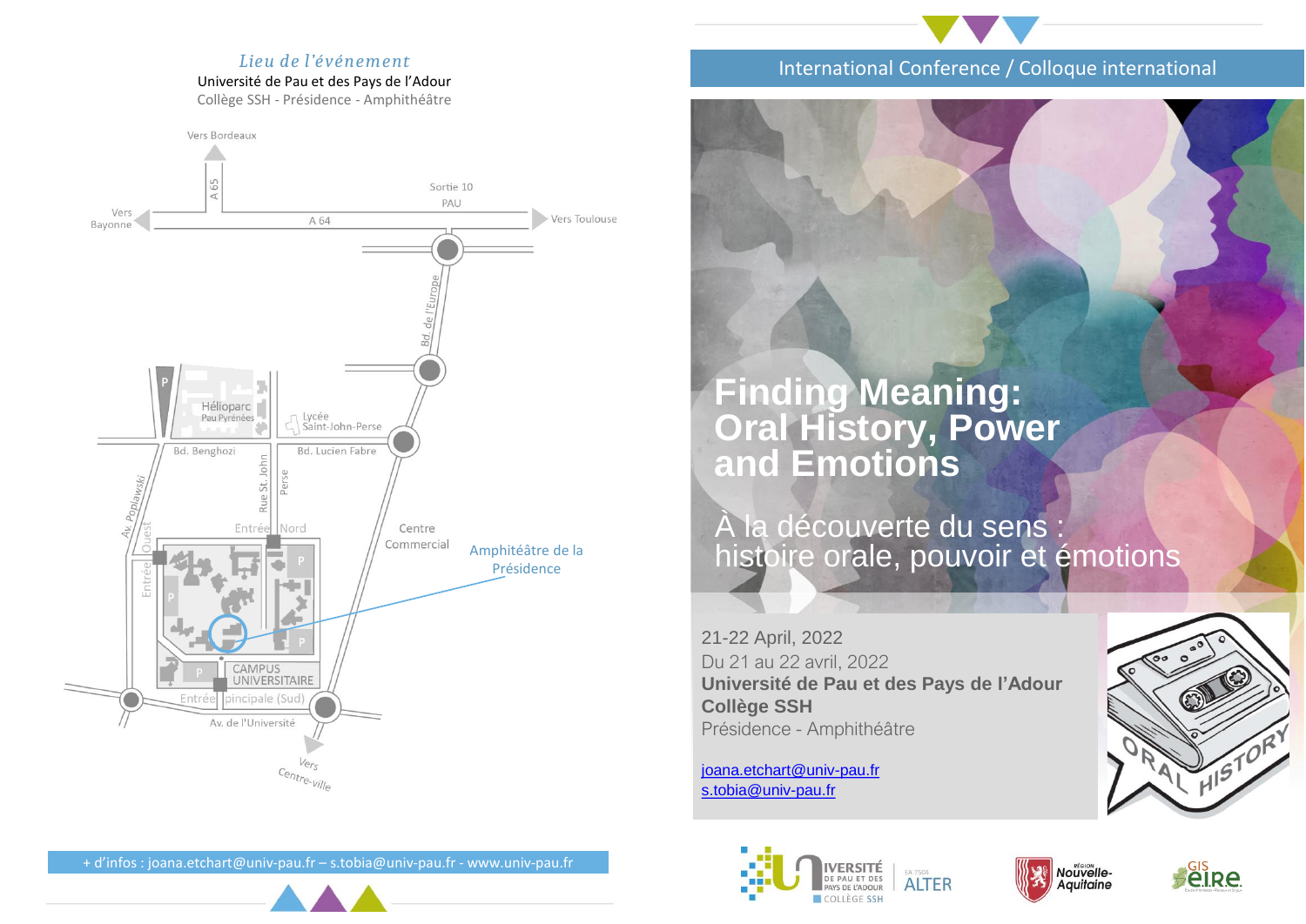*Lieu de l'événement*

Université de Pau et des Pays de l'Adour

Collège SSH - Présidence - Amphithéâtre

Vers Bordeaux

A 65

Sortie 10 PAU

Vers Bayonne

A 64

Vers Toulouse

Bd. de l'Europe

Héliopar Pau Pyrénées

Lycée Saint-John-Perse

Bd. Benghozi

Bd. Lucien Fabre

Av. Poplawski

Rue St. John Perse

Entrée Ouest

Entrée Nord

Centre Commercial

Amphithéâtre de la Présidence

CAMPUS UNIVERSITAIRE

Entrée pincipale (Sud)

Av. de l'Université

Vers Centre-ville

+ d'infos : joana.etchart@univ-pau.fr – s.tobia@univ-pau.fr - www.univ-pau.fr

International Conference / Colloque international

# Finding Meaning: Oral History, Power and Emotions

## À la découverte du sens : histoire orale, pouvoir et émotions

21-22 April, 2022

Du 21 au 22 avril, 2022

**Université de Pau et des Pays de l'Adour**

**Collège SSH**

Présidence - Amphithéâtre

joana.etchart@univ-pau.fr

s.tobia@univ-pau.fr

ORAL HISTORY

Université de Pau et des Pays de l'Adour – Collège SSH

EA 7504 ALTER

Région Nouvelle-Aquitaine

GIS eIRE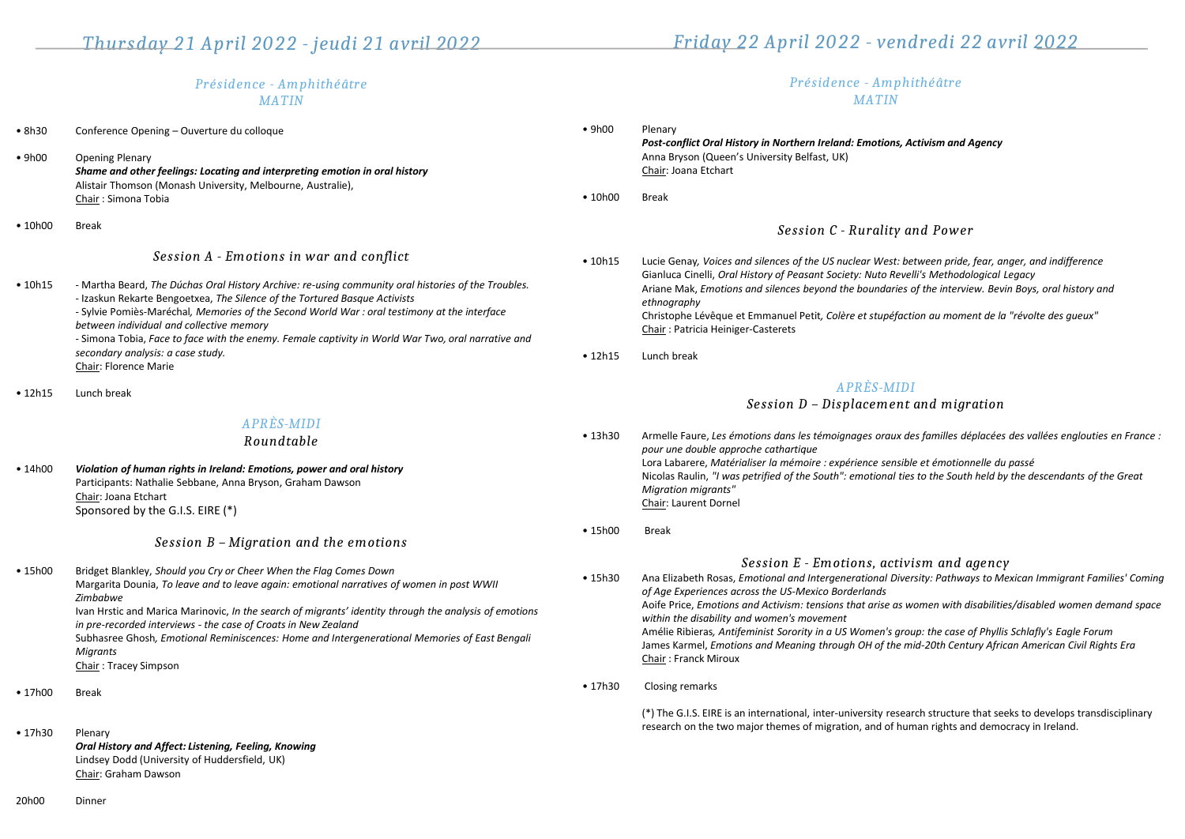## *Thursday 21 April 2022 - jeudi 21 avril 2022*

### *Présidence - Amphithéâtre*
### *MATIN*

- 8h30 Conference Opening – Ouverture du colloque
- 9h00 Opening Plenary
  ***Shame and other feelings: Locating and interpreting emotion in oral history***
  Alistair Thomson (Monash University, Melbourne, Australie),
  Chair : Simona Tobia
- 10h00 Break

### *Session A - Emotions in war and conflict*

- 10h15
  - Martha Beard, *The Dúchas Oral History Archive: re-using community oral histories of the Troubles.*
  - Izaskun Rekarte Bengoetxea, *The Silence of the Tortured Basque Activists*
  - Sylvie Pomiès-Maréchal*, Memories of the Second World War : oral testimony at the interface between individual and collective memory*
  - Simona Tobia, *Face to face with the enemy. Female captivity in World War Two, oral narrative and secondary analysis: a case study.*

  Chair: Florence Marie
- 12h15 Lunch break

### *APRÈS-MIDI*
### *Roundtable*

- 14h00 ***Violation of human rights in Ireland: Emotions, power and oral history***
  Participants: Nathalie Sebbane, Anna Bryson, Graham Dawson
  Chair: Joana Etchart
  Sponsored by the G.I.S. EIRE (*)

### *Session B – Migration and the emotions*

- 15h00 Bridget Blankley, *Should you Cry or Cheer When the Flag Comes Down*
  Margarita Dounia, *To leave and to leave again: emotional narratives of women in post WWII Zimbabwe*
  Ivan Hrstic and Marica Marinovic, *In the search of migrants' identity through the analysis of emotions in pre-recorded interviews - the case of Croats in New Zealand*
  Subhasree Ghosh*, Emotional Reminiscences: Home and Intergenerational Memories of East Bengali Migrants*
  Chair : Tracey Simpson
- 17h00 Break
- 17h30 Plenary
  ***Oral History and Affect: Listening, Feeling, Knowing***
  Lindsey Dodd (University of Huddersfield, UK)
  Chair: Graham Dawson
- 20h00 Dinner

## *Friday 22 April 2022 - vendredi 22 avril 2022*

### *Présidence - Amphithéâtre*
### *MATIN*

- 9h00 Plenary
  ***Post-conflict Oral History in Northern Ireland: Emotions, Activism and Agency***
  Anna Bryson (Queen's University Belfast, UK)
  Chair: Joana Etchart
- 10h00 Break

### *Session C - Rurality and Power*

- 10h15 Lucie Genay*, Voices and silences of the US nuclear West: between pride, fear, anger, and indifference*
  Gianluca Cinelli, *Oral History of Peasant Society: Nuto Revelli's Methodological Legacy*
  Ariane Mak, *Emotions and silences beyond the boundaries of the interview. Bevin Boys, oral history and ethnography*
  Christophe Lévêque et Emmanuel Petit*, Colère et stupéfaction au moment de la "révolte des gueux"*
  Chair : Patricia Heiniger-Casterets
- 12h15 Lunch break

### *APRÈS-MIDI*
### *Session D – Displacement and migration*

- 13h30 Armelle Faure, *Les émotions dans les témoignages oraux des familles déplacées des vallées englouties en France : pour une double approche cathartique*
  Lora Labarere, *Matérialiser la mémoire : expérience sensible et émotionnelle du passé*
  Nicolas Raulin, *"I was petrified of the South": emotional ties to the South held by the descendants of the Great Migration migrants"*
  Chair: Laurent Dornel
- 15h00 Break

### *Session E - Emotions, activism and agency*

- 15h30 Ana Elizabeth Rosas, *Emotional and Intergenerational Diversity: Pathways to Mexican Immigrant Families' Coming of Age Experiences across the US-Mexico Borderlands*
  Aoife Price, *Emotions and Activism: tensions that arise as women with disabilities/disabled women demand space within the disability and women's movement*
  Amélie Ribieras*, Antifeminist Sorority in a US Women's group: the case of Phyllis Schlafly's Eagle Forum*
  James Karmel, *Emotions and Meaning through OH of the mid-20th Century African American Civil Rights Era*
  Chair : Franck Miroux
- 17h30 Closing remarks

(*) The G.I.S. EIRE is an international, inter-university research structure that seeks to develops transdisciplinary research on the two major themes of migration, and of human rights and democracy in Ireland.